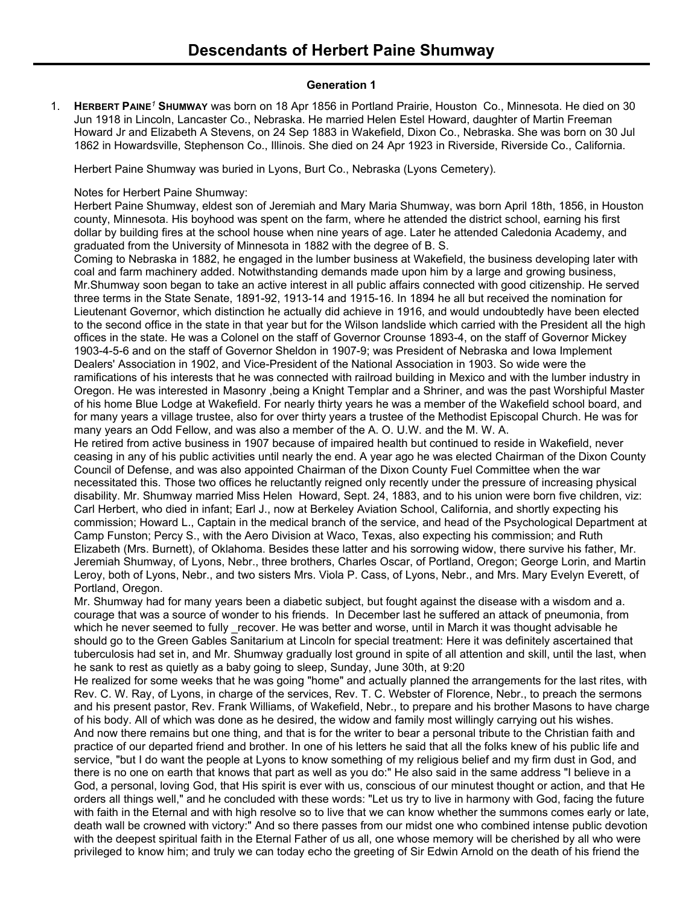# Descendants of Herbert Paine Shumway

### Generation 1

1. **HERBERT PAINE[1] SHUMWAY** was born on 18 Apr 1856 in Portland Prairie, Houston Co., Minnesota. He died on 30 Jun 1918 in Lincoln, Lancaster Co., Nebraska. He married Helen Estel Howard, daughter of Martin Freeman Howard Jr and Elizabeth A Stevens, on 24 Sep 1883 in Wakefield, Dixon Co., Nebraska. She was born on 30 Jul 1862 in Howardsville, Stephenson Co., Illinois. She died on 24 Apr 1923 in Riverside, Riverside Co., California.

   Herbert Paine Shumway was buried in Lyons, Burt Co., Nebraska (Lyons Cemetery).

   Notes for Herbert Paine Shumway:
   
   Herbert Paine Shumway, eldest son of Jeremiah and Mary Maria Shumway, was born April 18th, 1856, in Houston county, Minnesota. His boyhood was spent on the farm, where he attended the district school, earning his first dollar by building fires at the school house when nine years of age. Later he attended Caledonia Academy, and graduated from the University of Minnesota in 1882 with the degree of B. S.
   
   Coming to Nebraska in 1882, he engaged in the lumber business at Wakefield, the business developing later with coal and farm machinery added. Notwithstanding demands made upon him by a large and growing business, Mr.Shumway soon began to take an active interest in all public affairs connected with good citizenship. He served three terms in the State Senate, 1891-92, 1913-14 and 1915-16. In 1894 he all but received the nomination for Lieutenant Governor, which distinction he actually did achieve in 1916, and would undoubtedly have been elected to the second office in the state in that year but for the Wilson landslide which carried with the President all the high offices in the state. He was a Colonel on the staff of Governor Crounse 1893-4, on the staff of Governor Mickey 1903-4-5-6 and on the staff of Governor Sheldon in 1907-9; was President of Nebraska and Iowa Implement Dealers' Association in 1902, and Vice-President of the National Association in 1903. So wide were the ramifications of his interests that he was connected with railroad building in Mexico and with the lumber industry in Oregon. He was interested in Masonry ,being a Knight Templar and a Shriner, and was the past Worshipful Master of his home Blue Lodge at Wakefield. For nearly thirty years he was a member of the Wakefield school board, and for many years a village trustee, also for over thirty years a trustee of the Methodist Episcopal Church. He was for many years an Odd Fellow, and was also a member of the A. O. U.W. and the M. W. A.
   
   He retired from active business in 1907 because of impaired health but continued to reside in Wakefield, never ceasing in any of his public activities until nearly the end. A year ago he was elected Chairman of the Dixon County Council of Defense, and was also appointed Chairman of the Dixon County Fuel Committee when the war necessitated this. Those two offices he reluctantly reigned only recently under the pressure of increasing physical disability. Mr. Shumway married Miss Helen Howard, Sept. 24, 1883, and to his union were born five children, viz: Carl Herbert, who died in infant; Earl J., now at Berkeley Aviation School, California, and shortly expecting his commission; Howard L., Captain in the medical branch of the service, and head of the Psychological Department at Camp Funston; Percy S., with the Aero Division at Waco, Texas, also expecting his commission; and Ruth Elizabeth (Mrs. Burnett), of Oklahoma. Besides these latter and his sorrowing widow, there survive his father, Mr. Jeremiah Shumway, of Lyons, Nebr., three brothers, Charles Oscar, of Portland, Oregon; George Lorin, and Martin Leroy, both of Lyons, Nebr., and two sisters Mrs. Viola P. Cass, of Lyons, Nebr., and Mrs. Mary Evelyn Everett, of Portland, Oregon.
   
   Mr. Shumway had for many years been a diabetic subject, but fought against the disease with a wisdom and a. courage that was a source of wonder to his friends. In December last he suffered an attack of pneumonia, from which he never seemed to fully _recover. He was better and worse, until in March it was thought advisable he should go to the Green Gables Sanitarium at Lincoln for special treatment: Here it was definitely ascertained that tuberculosis had set in, and Mr. Shumway gradually lost ground in spite of all attention and skill, until the last, when he sank to rest as quietly as a baby going to sleep, Sunday, June 30th, at 9:20
   
   He realized for some weeks that he was going "home" and actually planned the arrangements for the last rites, with Rev. C. W. Ray, of Lyons, in charge of the services, Rev. T. C. Webster of Florence, Nebr., to preach the sermons and his present pastor, Rev. Frank Williams, of Wakefield, Nebr., to prepare and his brother Masons to have charge of his body. All of which was done as he desired, the widow and family most willingly carrying out his wishes.
   
   And now there remains but one thing, and that is for the writer to bear a personal tribute to the Christian faith and practice of our departed friend and brother. In one of his letters he said that all the folks knew of his public life and service, "but I do want the people at Lyons to know something of my religious belief and my firm dust in God, and there is no one on earth that knows that part as well as you do:" He also said in the same address "I believe in a God, a personal, loving God, that His spirit is ever with us, conscious of our minutest thought or action, and that He orders all things well," and he concluded with these words: "Let us try to live in harmony with God, facing the future with faith in the Eternal and with high resolve so to live that we can know whether the summons comes early or late, death wall be crowned with victory:" And so there passes from our midst one who combined intense public devotion with the deepest spiritual faith in the Eternal Father of us all, one whose memory will be cherished by all who were privileged to know him; and truly we can today echo the greeting of Sir Edwin Arnold on the death of his friend the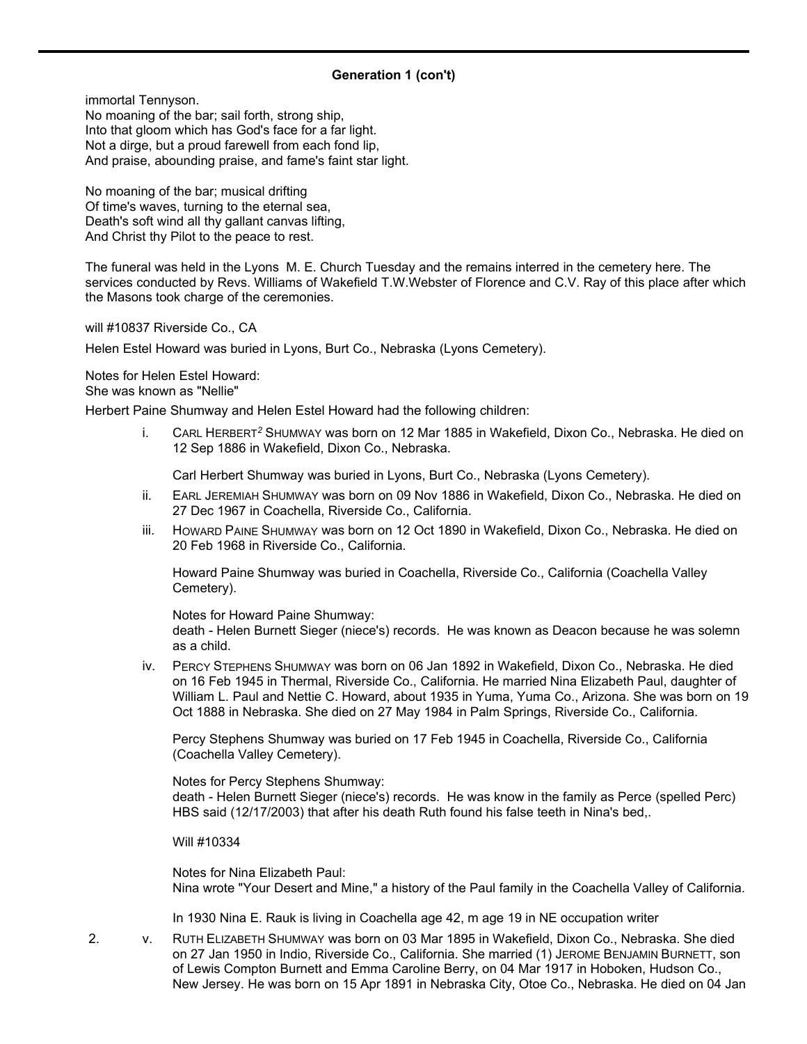### Generation 1 (con't)

immortal Tennyson.
No moaning of the bar; sail forth, strong ship,
Into that gloom which has God's face for a far light.
Not a dirge, but a proud farewell from each fond lip,
And praise, abounding praise, and fame's faint star light.

No moaning of the bar; musical drifting
Of time's waves, turning to the eternal sea,
Death's soft wind all thy gallant canvas lifting,
And Christ thy Pilot to the peace to rest.

The funeral was held in the Lyons M. E. Church Tuesday and the remains interred in the cemetery here. The services conducted by Revs. Williams of Wakefield T.W.Webster of Florence and C.V. Ray of this place after which the Masons took charge of the ceremonies.

will #10837 Riverside Co., CA

Helen Estel Howard was buried in Lyons, Burt Co., Nebraska (Lyons Cemetery).

Notes for Helen Estel Howard:
She was known as "Nellie"

Herbert Paine Shumway and Helen Estel Howard had the following children:

i. CARL HERBERT[2] SHUMWAY was born on 12 Mar 1885 in Wakefield, Dixon Co., Nebraska. He died on 12 Sep 1886 in Wakefield, Dixon Co., Nebraska.

   Carl Herbert Shumway was buried in Lyons, Burt Co., Nebraska (Lyons Cemetery).

ii. EARL JEREMIAH SHUMWAY was born on 09 Nov 1886 in Wakefield, Dixon Co., Nebraska. He died on 27 Dec 1967 in Coachella, Riverside Co., California.

iii. HOWARD PAINE SHUMWAY was born on 12 Oct 1890 in Wakefield, Dixon Co., Nebraska. He died on 20 Feb 1968 in Riverside Co., California.

   Howard Paine Shumway was buried in Coachella, Riverside Co., California (Coachella Valley Cemetery).

   Notes for Howard Paine Shumway:
   death - Helen Burnett Sieger (niece's) records. He was known as Deacon because he was solemn as a child.

iv. PERCY STEPHENS SHUMWAY was born on 06 Jan 1892 in Wakefield, Dixon Co., Nebraska. He died on 16 Feb 1945 in Thermal, Riverside Co., California. He married Nina Elizabeth Paul, daughter of William L. Paul and Nettie C. Howard, about 1935 in Yuma, Yuma Co., Arizona. She was born on 19 Oct 1888 in Nebraska. She died on 27 May 1984 in Palm Springs, Riverside Co., California.

   Percy Stephens Shumway was buried on 17 Feb 1945 in Coachella, Riverside Co., California (Coachella Valley Cemetery).

   Notes for Percy Stephens Shumway:
   death - Helen Burnett Sieger (niece's) records. He was know in the family as Perce (spelled Perc) HBS said (12/17/2003) that after his death Ruth found his false teeth in Nina's bed,.

   Will #10334

   Notes for Nina Elizabeth Paul:
   Nina wrote "Your Desert and Mine," a history of the Paul family in the Coachella Valley of California.

   In 1930 Nina E. Rauk is living in Coachella age 42, m age 19 in NE occupation writer

2. v. RUTH ELIZABETH SHUMWAY was born on 03 Mar 1895 in Wakefield, Dixon Co., Nebraska. She died on 27 Jan 1950 in Indio, Riverside Co., California. She married (1) JEROME BENJAMIN BURNETT, son of Lewis Compton Burnett and Emma Caroline Berry, on 04 Mar 1917 in Hoboken, Hudson Co., New Jersey. He was born on 15 Apr 1891 in Nebraska City, Otoe Co., Nebraska. He died on 04 Jan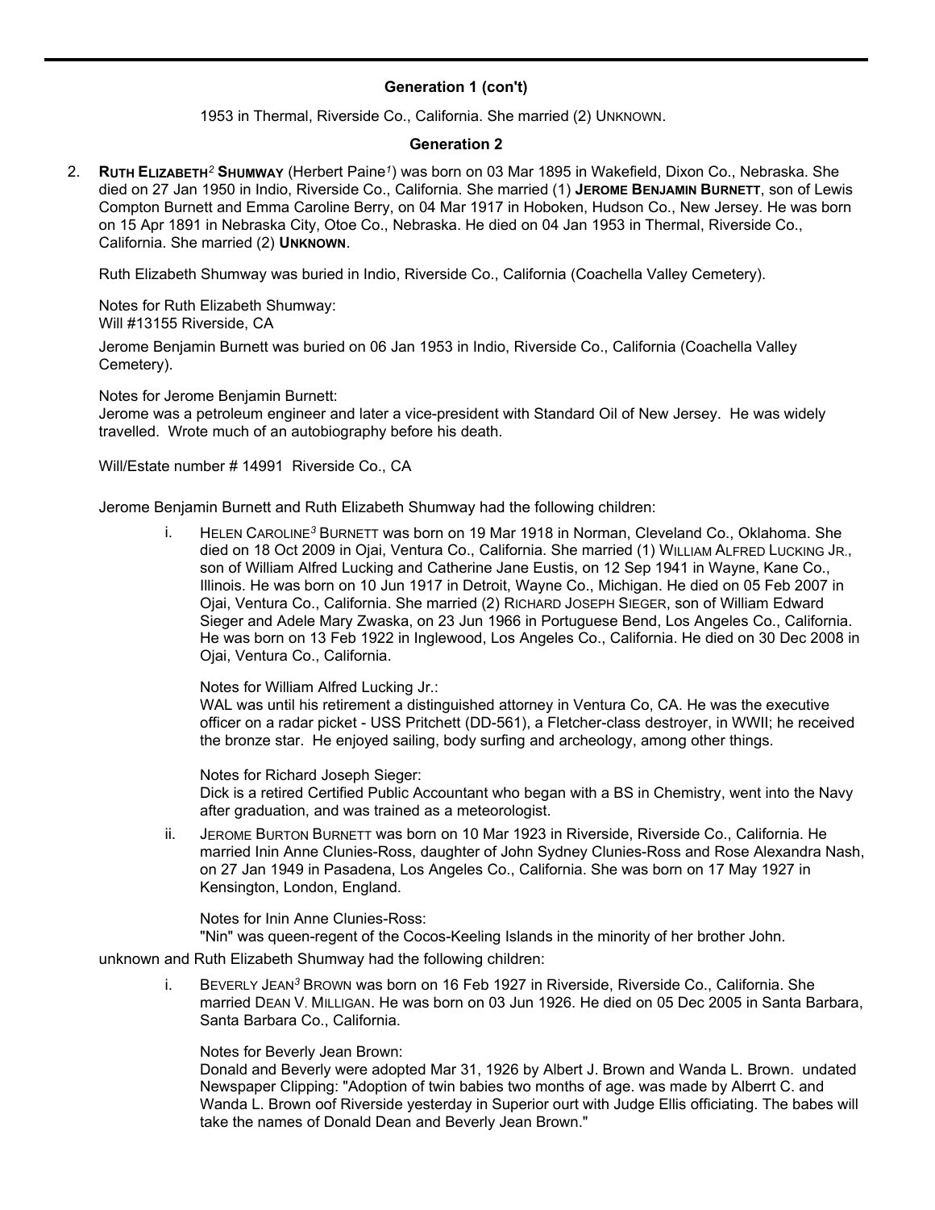### Generation 1 (con't)

1953 in Thermal, Riverside Co., California. She married (2) Unknown.

### Generation 2

2. **Ruth Elizabeth[2] Shumway** (Herbert Paine[1]) was born on 03 Mar 1895 in Wakefield, Dixon Co., Nebraska. She died on 27 Jan 1950 in Indio, Riverside Co., California. She married (1) **Jerome Benjamin Burnett**, son of Lewis Compton Burnett and Emma Caroline Berry, on 04 Mar 1917 in Hoboken, Hudson Co., New Jersey. He was born on 15 Apr 1891 in Nebraska City, Otoe Co., Nebraska. He died on 04 Jan 1953 in Thermal, Riverside Co., California. She married (2) **Unknown**.

   Ruth Elizabeth Shumway was buried in Indio, Riverside Co., California (Coachella Valley Cemetery).

   Notes for Ruth Elizabeth Shumway:
   Will #13155 Riverside, CA

   Jerome Benjamin Burnett was buried on 06 Jan 1953 in Indio, Riverside Co., California (Coachella Valley Cemetery).

   Notes for Jerome Benjamin Burnett:
   Jerome was a petroleum engineer and later a vice-president with Standard Oil of New Jersey. He was widely travelled. Wrote much of an autobiography before his death.

   Will/Estate number # 14991 Riverside Co., CA

   Jerome Benjamin Burnett and Ruth Elizabeth Shumway had the following children:

   i. Helen Caroline[3] Burnett was born on 19 Mar 1918 in Norman, Cleveland Co., Oklahoma. She died on 18 Oct 2009 in Ojai, Ventura Co., California. She married (1) William Alfred Lucking Jr., son of William Alfred Lucking and Catherine Jane Eustis, on 12 Sep 1941 in Wayne, Kane Co., Illinois. He was born on 10 Jun 1917 in Detroit, Wayne Co., Michigan. He died on 05 Feb 2007 in Ojai, Ventura Co., California. She married (2) Richard Joseph Sieger, son of William Edward Sieger and Adele Mary Zwaska, on 23 Jun 1966 in Portuguese Bend, Los Angeles Co., California. He was born on 13 Feb 1922 in Inglewood, Los Angeles Co., California. He died on 30 Dec 2008 in Ojai, Ventura Co., California.

      Notes for William Alfred Lucking Jr.:
      WAL was until his retirement a distinguished attorney in Ventura Co, CA. He was the executive officer on a radar picket - USS Pritchett (DD-561), a Fletcher-class destroyer, in WWII; he received the bronze star. He enjoyed sailing, body surfing and archeology, among other things.

      Notes for Richard Joseph Sieger:
      Dick is a retired Certified Public Accountant who began with a BS in Chemistry, went into the Navy after graduation, and was trained as a meteorologist.

   ii. Jerome Burton Burnett was born on 10 Mar 1923 in Riverside, Riverside Co., California. He married Inin Anne Clunies-Ross, daughter of John Sydney Clunies-Ross and Rose Alexandra Nash, on 27 Jan 1949 in Pasadena, Los Angeles Co., California. She was born on 17 May 1927 in Kensington, London, England.

      Notes for Inin Anne Clunies-Ross:
      "Nin" was queen-regent of the Cocos-Keeling Islands in the minority of her brother John.

unknown and Ruth Elizabeth Shumway had the following children:

   i. Beverly Jean[3] Brown was born on 16 Feb 1927 in Riverside, Riverside Co., California. She married Dean V. Milligan. He was born on 03 Jun 1926. He died on 05 Dec 2005 in Santa Barbara, Santa Barbara Co., California.

      Notes for Beverly Jean Brown:
      Donald and Beverly were adopted Mar 31, 1926 by Albert J. Brown and Wanda L. Brown. undated Newspaper Clipping: "Adoption of twin babies two months of age. was made by Alberrt C. and Wanda L. Brown oof Riverside yesterday in Superior ourt with Judge Ellis officiating. The babes will take the names of Donald Dean and Beverly Jean Brown."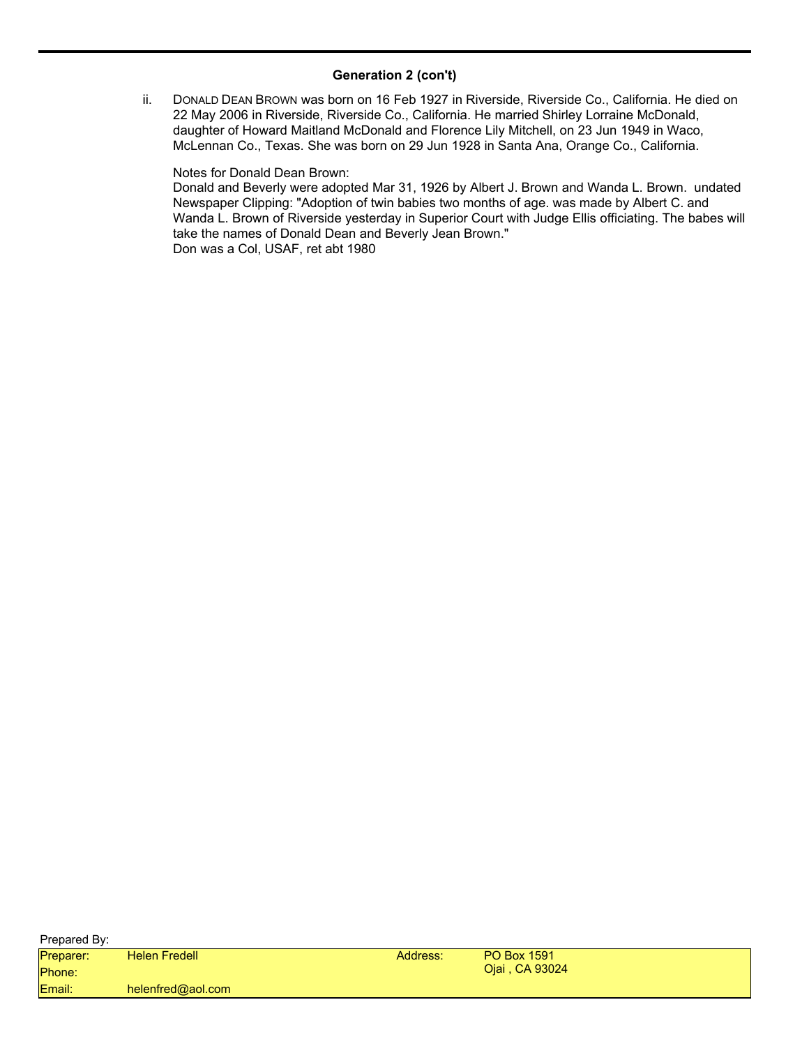### Generation 2 (con't)

ii. DONALD DEAN BROWN was born on 16 Feb 1927 in Riverside, Riverside Co., California. He died on 22 May 2006 in Riverside, Riverside Co., California. He married Shirley Lorraine McDonald, daughter of Howard Maitland McDonald and Florence Lily Mitchell, on 23 Jun 1949 in Waco, McLennan Co., Texas. She was born on 29 Jun 1928 in Santa Ana, Orange Co., California.

Notes for Donald Dean Brown:
Donald and Beverly were adopted Mar 31, 1926 by Albert J. Brown and Wanda L. Brown.  undated Newspaper Clipping: "Adoption of twin babies two months of age. was made by Albert C. and Wanda L. Brown of Riverside yesterday in Superior Court with Judge Ellis officiating. The babes will take the names of Donald Dean and Beverly Jean Brown."
Don was a Col, USAF, ret abt 1980

Prepared By:

| | | | |
|---|---|---|---|
| Preparer: | Helen Fredell | Address: | PO Box 1591 |
| Phone: | | | Ojai , CA 93024 |
| Email: | helenfred@aol.com | | |